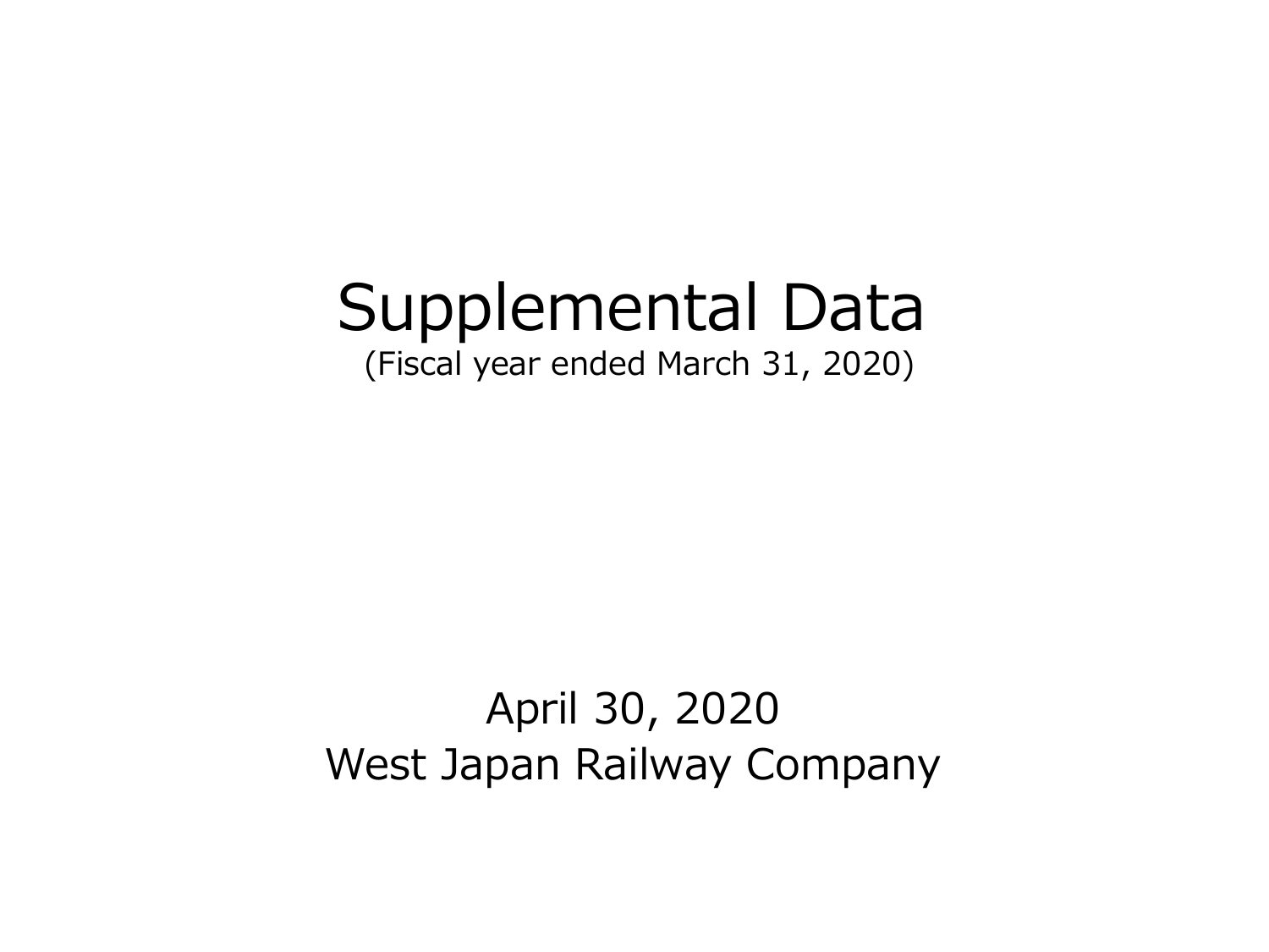# Supplemental Data

(Fiscal year ended March 31, 2020)

April 30, 2020

West Japan Railway Company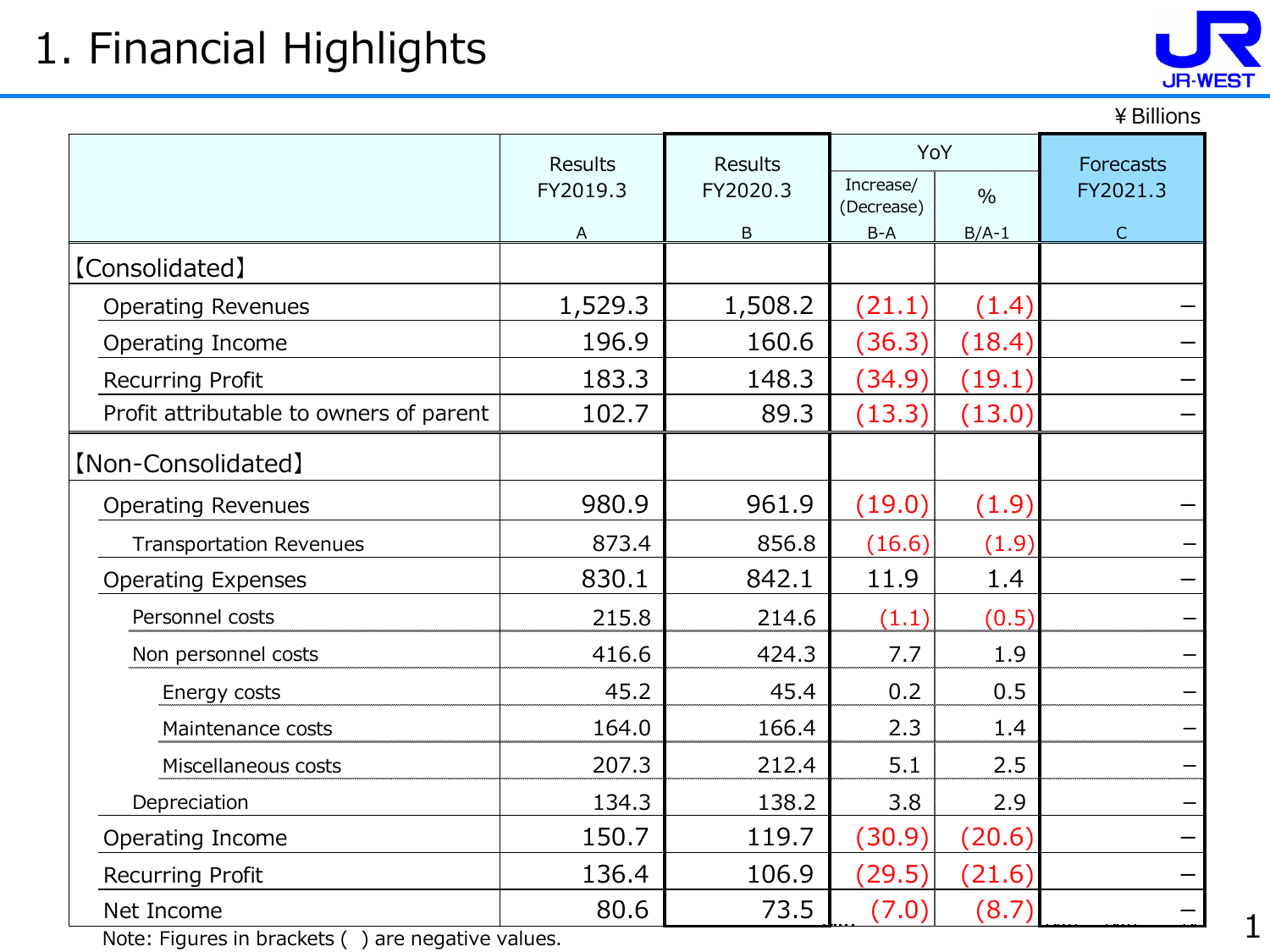# 1. Financial Highlights

¥Billions

| | Results FY2019.3 A | Results FY2020.3 B | YoY Increase/ (Decrease) B-A | YoY % B/A-1 | Forecasts FY2021.3 C |
|---|---|---|---|---|---|
| 【Consolidated】 | | | | | |
| Operating Revenues | 1,529.3 | 1,508.2 | (21.1) | (1.4) | – |
| Operating Income | 196.9 | 160.6 | (36.3) | (18.4) | – |
| Recurring Profit | 183.3 | 148.3 | (34.9) | (19.1) | – |
| Profit attributable to owners of parent | 102.7 | 89.3 | (13.3) | (13.0) | – |
| 【Non-Consolidated】 | | | | | |
| Operating Revenues | 980.9 | 961.9 | (19.0) | (1.9) | – |
| Transportation Revenues | 873.4 | 856.8 | (16.6) | (1.9) | – |
| Operating Expenses | 830.1 | 842.1 | 11.9 | 1.4 | – |
| Personnel costs | 215.8 | 214.6 | (1.1) | (0.5) | – |
| Non personnel costs | 416.6 | 424.3 | 7.7 | 1.9 | – |
| Energy costs | 45.2 | 45.4 | 0.2 | 0.5 | – |
| Maintenance costs | 164.0 | 166.4 | 2.3 | 1.4 | – |
| Miscellaneous costs | 207.3 | 212.4 | 5.1 | 2.5 | – |
| Depreciation | 134.3 | 138.2 | 3.8 | 2.9 | – |
| Operating Income | 150.7 | 119.7 | (30.9) | (20.6) | – |
| Recurring Profit | 136.4 | 106.9 | (29.5) | (21.6) | – |
| Net Income | 80.6 | 73.5 | (7.0) | (8.7) | – |

Note: Figures in brackets ( ) are negative values.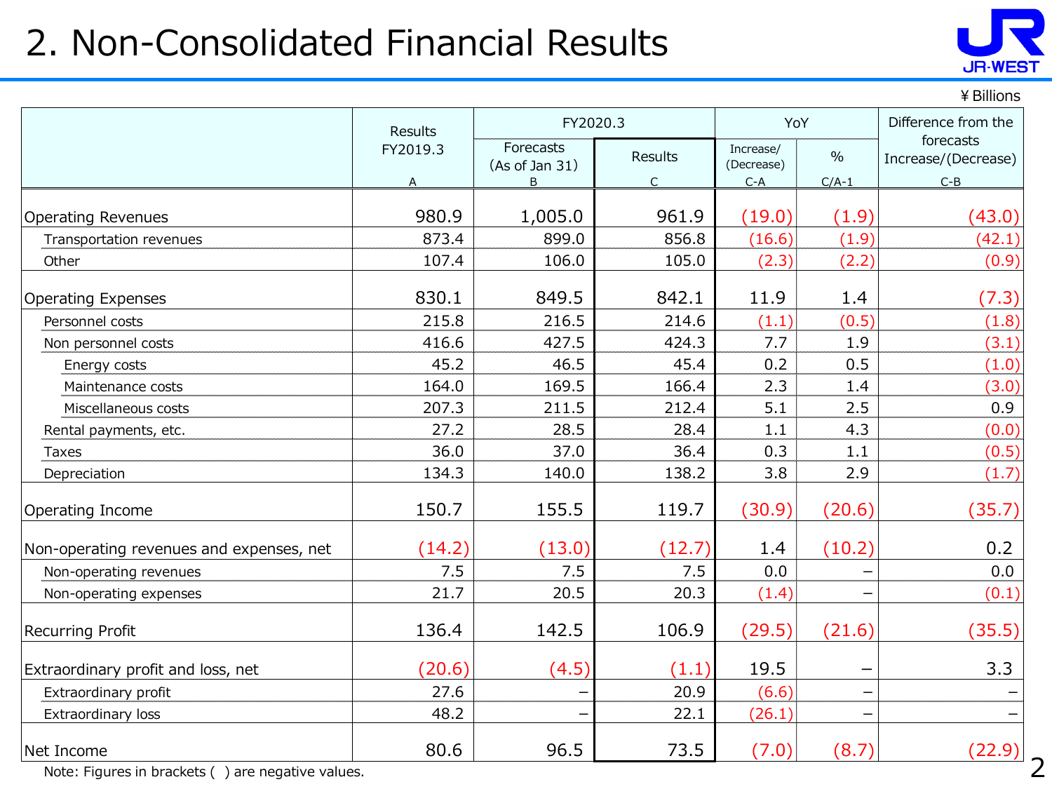# 2. Non-Consolidated Financial Results

¥Billions

| | Results FY2019.3 | FY2020.3 | | YoY | | Difference from the forecasts Increase/(Decrease) |
|---|---|---|---|---|---|---|
| | | Forecasts (As of Jan 31) | Results | Increase/ (Decrease) | % | |
| | A | B | C | C-A | C/A-1 | C-B |
| Operating Revenues | 980.9 | 1,005.0 | 961.9 | (19.0) | (1.9) | (43.0) |
| Transportation revenues | 873.4 | 899.0 | 856.8 | (16.6) | (1.9) | (42.1) |
| Other | 107.4 | 106.0 | 105.0 | (2.3) | (2.2) | (0.9) |
| Operating Expenses | 830.1 | 849.5 | 842.1 | 11.9 | 1.4 | (7.3) |
| Personnel costs | 215.8 | 216.5 | 214.6 | (1.1) | (0.5) | (1.8) |
| Non personnel costs | 416.6 | 427.5 | 424.3 | 7.7 | 1.9 | (3.1) |
| Energy costs | 45.2 | 46.5 | 45.4 | 0.2 | 0.5 | (1.0) |
| Maintenance costs | 164.0 | 169.5 | 166.4 | 2.3 | 1.4 | (3.0) |
| Miscellaneous costs | 207.3 | 211.5 | 212.4 | 5.1 | 2.5 | 0.9 |
| Rental payments, etc. | 27.2 | 28.5 | 28.4 | 1.1 | 4.3 | (0.0) |
| Taxes | 36.0 | 37.0 | 36.4 | 0.3 | 1.1 | (0.5) |
| Depreciation | 134.3 | 140.0 | 138.2 | 3.8 | 2.9 | (1.7) |
| Operating Income | 150.7 | 155.5 | 119.7 | (30.9) | (20.6) | (35.7) |
| Non-operating revenues and expenses, net | (14.2) | (13.0) | (12.7) | 1.4 | (10.2) | 0.2 |
| Non-operating revenues | 7.5 | 7.5 | 7.5 | 0.0 | – | 0.0 |
| Non-operating expenses | 21.7 | 20.5 | 20.3 | (1.4) | – | (0.1) |
| Recurring Profit | 136.4 | 142.5 | 106.9 | (29.5) | (21.6) | (35.5) |
| Extraordinary profit and loss, net | (20.6) | (4.5) | (1.1) | 19.5 | – | 3.3 |
| Extraordinary profit | 27.6 | – | 20.9 | (6.6) | – | – |
| Extraordinary loss | 48.2 | – | 22.1 | (26.1) | – | – |
| Net Income | 80.6 | 96.5 | 73.5 | (7.0) | (8.7) | (22.9) |

Note: Figures in brackets ( ) are negative values.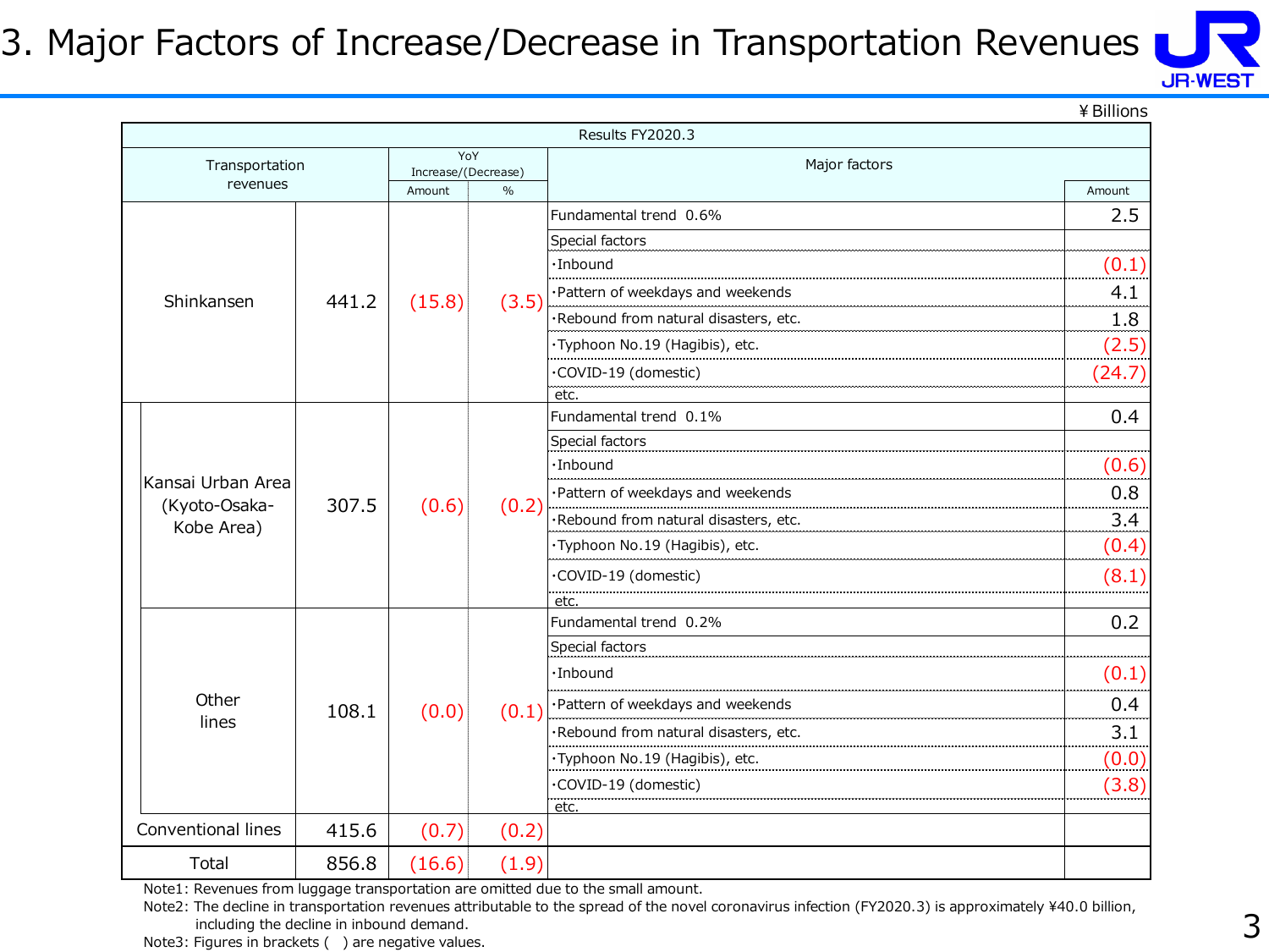# 3. Major Factors of Increase/Decrease in Transportation Revenues

¥Billions

| Results FY2020.3 | | | | | |
|---|---|---|---|---|---|
| Transportation revenues | | YoY Increase/(Decrease) Amount | YoY Increase/(Decrease) % | Major factors | Amount |
| Shinkansen | 441.2 | (15.8) | (3.5) | Fundamental trend 0.6% | 2.5 |
| | | | | Special factors | |
| | | | | ･Inbound | (0.1) |
| | | | | ･Pattern of weekdays and weekends | 4.1 |
| | | | | ･Rebound from natural disasters, etc. | 1.8 |
| | | | | ･Typhoon No.19 (Hagibis), etc. | (2.5) |
| | | | | ･COVID-19 (domestic) | (24.7) |
| | | | | etc. | |
| Kansai Urban Area (Kyoto-Osaka-Kobe Area) | 307.5 | (0.6) | (0.2) | Fundamental trend 0.1% | 0.4 |
| | | | | Special factors | |
| | | | | ･Inbound | (0.6) |
| | | | | ･Pattern of weekdays and weekends | 0.8 |
| | | | | ･Rebound from natural disasters, etc. | 3.4 |
| | | | | ･Typhoon No.19 (Hagibis), etc. | (0.4) |
| | | | | ･COVID-19 (domestic) | (8.1) |
| | | | | etc. | |
| Other lines | 108.1 | (0.0) | (0.1) | Fundamental trend 0.2% | 0.2 |
| | | | | Special factors | |
| | | | | ･Inbound | (0.1) |
| | | | | ･Pattern of weekdays and weekends | 0.4 |
| | | | | ･Rebound from natural disasters, etc. | 3.1 |
| | | | | ･Typhoon No.19 (Hagibis), etc. | (0.0) |
| | | | | ･COVID-19 (domestic) | (3.8) |
| | | | | etc. | |
| Conventional lines | 415.6 | (0.7) | (0.2) | | |
| Total | 856.8 | (16.6) | (1.9) | | |

Note1: Revenues from luggage transportation are omitted due to the small amount.
Note2: The decline in transportation revenues attributable to the spread of the novel coronavirus infection (FY2020.3) is approximately ¥40.0 billion, including the decline in inbound demand.
Note3: Figures in brackets ( ) are negative values.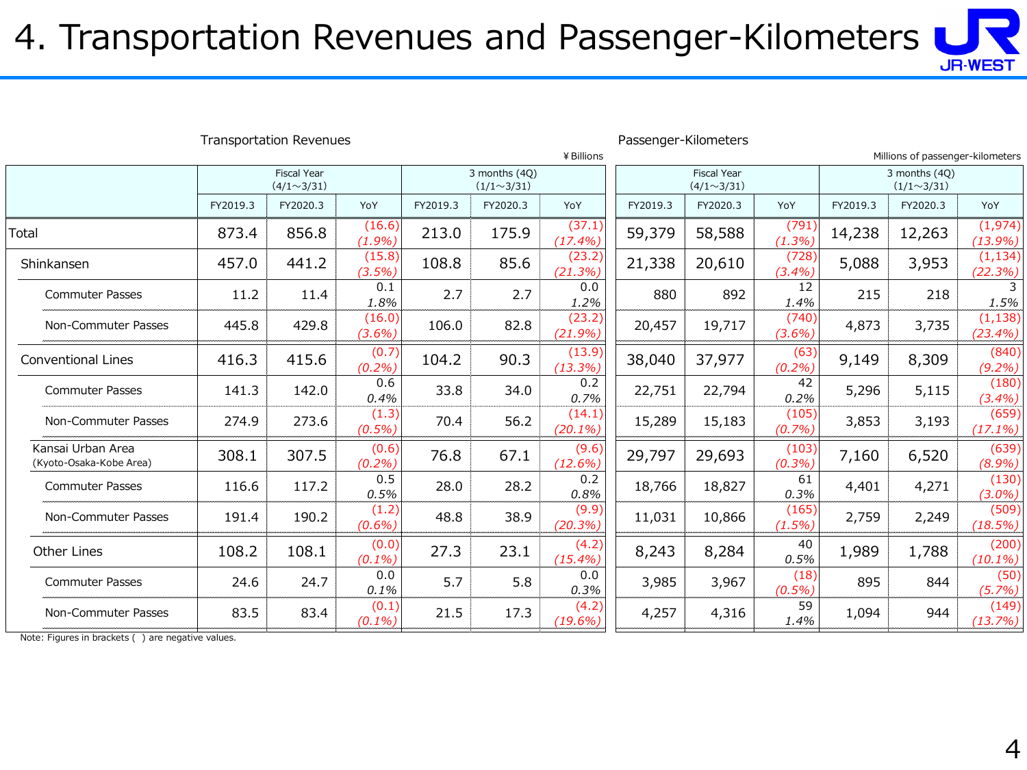# 4. Transportation Revenues and Passenger-Kilometers

## Transportation Revenues

¥Billions

| | Fiscal Year (4/1～3/31) | | | 3 months (4Q) (1/1～3/31) | | |
|---|---|---|---|---|---|---|
| | FY2019.3 | FY2020.3 | YoY | FY2019.3 | FY2020.3 | YoY |
| Total | 873.4 | 856.8 | (16.6) *(1.9%)* | 213.0 | 175.9 | (37.1) *(17.4%)* |
| Shinkansen | 457.0 | 441.2 | (15.8) *(3.5%)* | 108.8 | 85.6 | (23.2) *(21.3%)* |
| Commuter Passes | 11.2 | 11.4 | 0.1 *1.8%* | 2.7 | 2.7 | 0.0 *1.2%* |
| Non-Commuter Passes | 445.8 | 429.8 | (16.0) *(3.6%)* | 106.0 | 82.8 | (23.2) *(21.9%)* |
| Conventional Lines | 416.3 | 415.6 | (0.7) *(0.2%)* | 104.2 | 90.3 | (13.9) *(13.3%)* |
| Commuter Passes | 141.3 | 142.0 | 0.6 *0.4%* | 33.8 | 34.0 | 0.2 *0.7%* |
| Non-Commuter Passes | 274.9 | 273.6 | (1.3) *(0.5%)* | 70.4 | 56.2 | (14.1) *(20.1%)* |
| Kansai Urban Area (Kyoto-Osaka-Kobe Area) | 308.1 | 307.5 | (0.6) *(0.2%)* | 76.8 | 67.1 | (9.6) *(12.6%)* |
| Commuter Passes | 116.6 | 117.2 | 0.5 *0.5%* | 28.0 | 28.2 | 0.2 *0.8%* |
| Non-Commuter Passes | 191.4 | 190.2 | (1.2) *(0.6%)* | 48.8 | 38.9 | (9.9) *(20.3%)* |
| Other Lines | 108.2 | 108.1 | (0.0) *(0.1%)* | 27.3 | 23.1 | (4.2) *(15.4%)* |
| Commuter Passes | 24.6 | 24.7 | 0.0 *0.1%* | 5.7 | 5.8 | 0.0 *0.3%* |
| Non-Commuter Passes | 83.5 | 83.4 | (0.1) *(0.1%)* | 21.5 | 17.3 | (4.2) *(19.6%)* |

## Passenger-Kilometers

Millions of passenger-kilometers

| | Fiscal Year (4/1～3/31) | | | 3 months (4Q) (1/1～3/31) | | |
|---|---|---|---|---|---|---|
| | FY2019.3 | FY2020.3 | YoY | FY2019.3 | FY2020.3 | YoY |
| Total | 59,379 | 58,588 | (791) *(1.3%)* | 14,238 | 12,263 | (1,974) *(13.9%)* |
| Shinkansen | 21,338 | 20,610 | (728) *(3.4%)* | 5,088 | 3,953 | (1,134) *(22.3%)* |
| Commuter Passes | 880 | 892 | 12 *1.4%* | 215 | 218 | 3 *1.5%* |
| Non-Commuter Passes | 20,457 | 19,717 | (740) *(3.6%)* | 4,873 | 3,735 | (1,138) *(23.4%)* |
| Conventional Lines | 38,040 | 37,977 | (63) *(0.2%)* | 9,149 | 8,309 | (840) *(9.2%)* |
| Commuter Passes | 22,751 | 22,794 | 42 *0.2%* | 5,296 | 5,115 | (180) *(3.4%)* |
| Non-Commuter Passes | 15,289 | 15,183 | (105) *(0.7%)* | 3,853 | 3,193 | (659) *(17.1%)* |
| Kansai Urban Area (Kyoto-Osaka-Kobe Area) | 29,797 | 29,693 | (103) *(0.3%)* | 7,160 | 6,520 | (639) *(8.9%)* |
| Commuter Passes | 18,766 | 18,827 | 61 *0.3%* | 4,401 | 4,271 | (130) *(3.0%)* |
| Non-Commuter Passes | 11,031 | 10,866 | (165) *(1.5%)* | 2,759 | 2,249 | (509) *(18.5%)* |
| Other Lines | 8,243 | 8,284 | 40 *0.5%* | 1,989 | 1,788 | (200) *(10.1%)* |
| Commuter Passes | 3,985 | 3,967 | (18) *(0.5%)* | 895 | 844 | (50) *(5.7%)* |
| Non-Commuter Passes | 4,257 | 4,316 | 59 *1.4%* | 1,094 | 944 | (149) *(13.7%)* |

Note: Figures in brackets ( ) are negative values.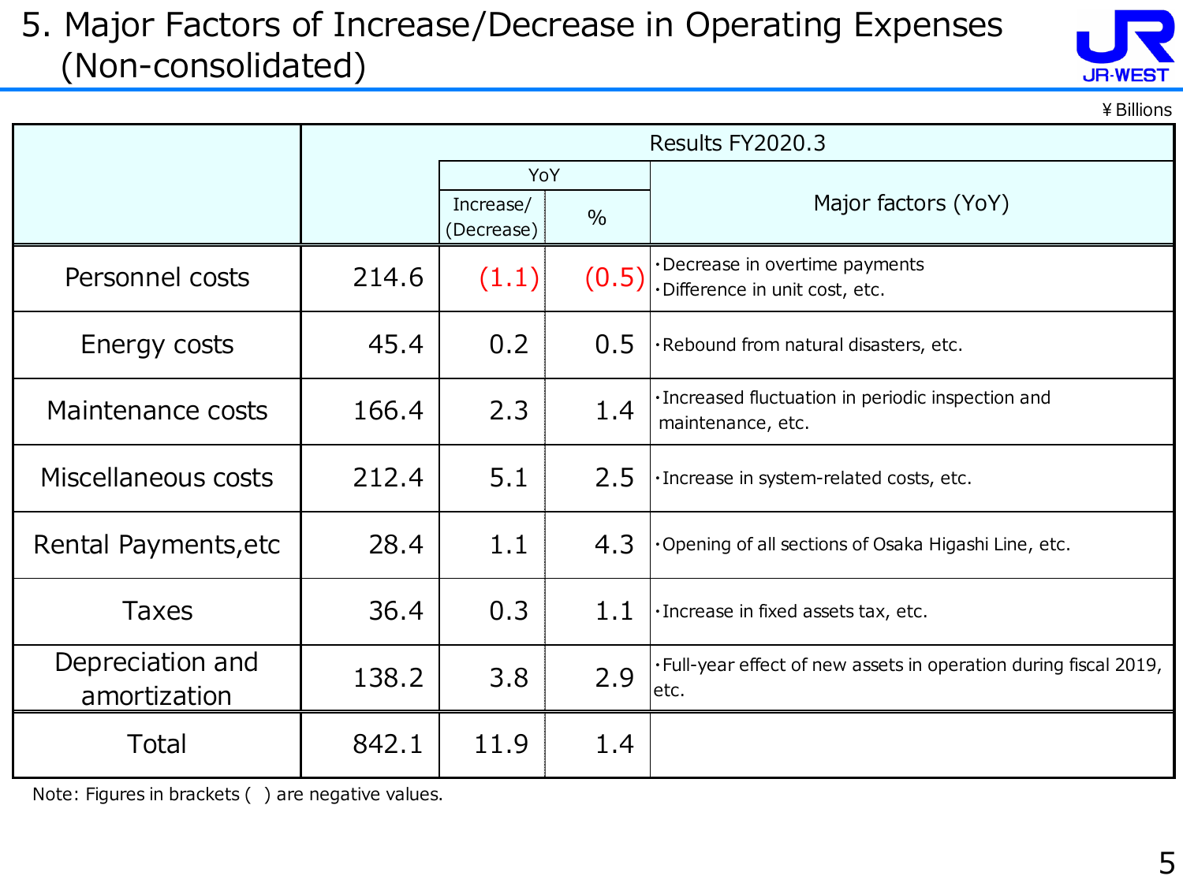# 5. Major Factors of Increase/Decrease in Operating Expenses (Non-consolidated)

JR-WEST

¥ Billions

| | Results FY2020.3 | | | |
|---|---|---|---|---|
| | | YoY | | Major factors (YoY) |
| | | Increase/ (Decrease) | % | |
| Personnel costs | 214.6 | (1.1) | (0.5) | ・Decrease in overtime payments<br>・Difference in unit cost, etc. |
| Energy costs | 45.4 | 0.2 | 0.5 | ・Rebound from natural disasters, etc. |
| Maintenance costs | 166.4 | 2.3 | 1.4 | ・Increased fluctuation in periodic inspection and maintenance, etc. |
| Miscellaneous costs | 212.4 | 5.1 | 2.5 | ・Increase in system-related costs, etc. |
| Rental Payments,etc | 28.4 | 1.1 | 4.3 | ・Opening of all sections of Osaka Higashi Line, etc. |
| Taxes | 36.4 | 0.3 | 1.1 | ・Increase in fixed assets tax, etc. |
| Depreciation and amortization | 138.2 | 3.8 | 2.9 | ・Full-year effect of new assets in operation during fiscal 2019, etc. |
| Total | 842.1 | 11.9 | 1.4 | |

Note: Figures in brackets ( ) are negative values.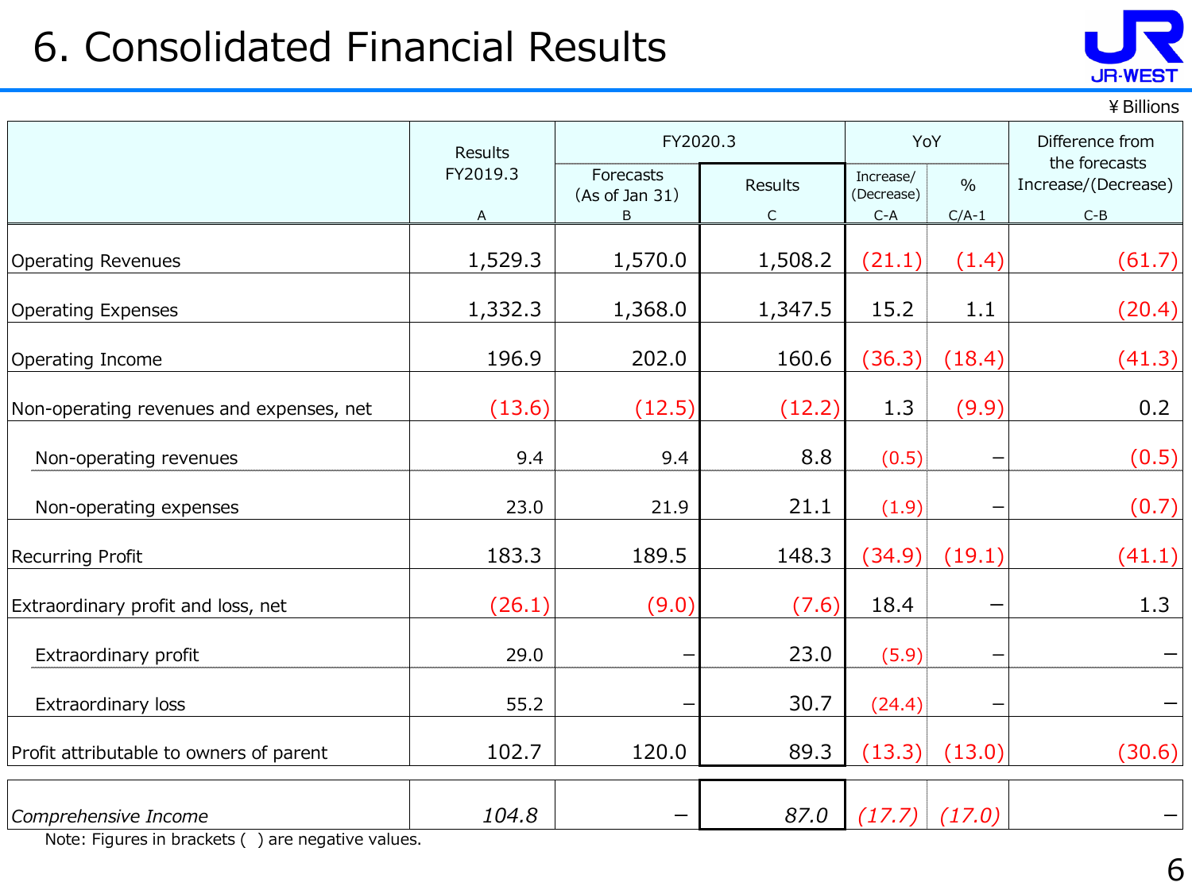# 6. Consolidated Financial Results

¥ Billions

| | Results FY2019.3 | FY2020.3 | | YoY | | Difference from the forecasts Increase/(Decrease) |
|---|---|---|---|---|---|---|
| | | Forecasts (As of Jan 31) | Results | Increase/ (Decrease) | % | |
| | A | B | C | C-A | C/A-1 | C-B |
| Operating Revenues | 1,529.3 | 1,570.0 | 1,508.2 | (21.1) | (1.4) | (61.7) |
| Operating Expenses | 1,332.3 | 1,368.0 | 1,347.5 | 15.2 | 1.1 | (20.4) |
| Operating Income | 196.9 | 202.0 | 160.6 | (36.3) | (18.4) | (41.3) |
| Non-operating revenues and expenses, net | (13.6) | (12.5) | (12.2) | 1.3 | (9.9) | 0.2 |
| Non-operating revenues | 9.4 | 9.4 | 8.8 | (0.5) | – | (0.5) |
| Non-operating expenses | 23.0 | 21.9 | 21.1 | (1.9) | – | (0.7) |
| Recurring Profit | 183.3 | 189.5 | 148.3 | (34.9) | (19.1) | (41.1) |
| Extraordinary profit and loss, net | (26.1) | (9.0) | (7.6) | 18.4 | – | 1.3 |
| Extraordinary profit | 29.0 | – | 23.0 | (5.9) | – | – |
| Extraordinary loss | 55.2 | – | 30.7 | (24.4) | – | – |
| Profit attributable to owners of parent | 102.7 | 120.0 | 89.3 | (13.3) | (13.0) | (30.6) |
| *Comprehensive Income* | *104.8* | – | *87.0* | *(17.7)* | *(17.0)* | – |

Note: Figures in brackets ( ) are negative values.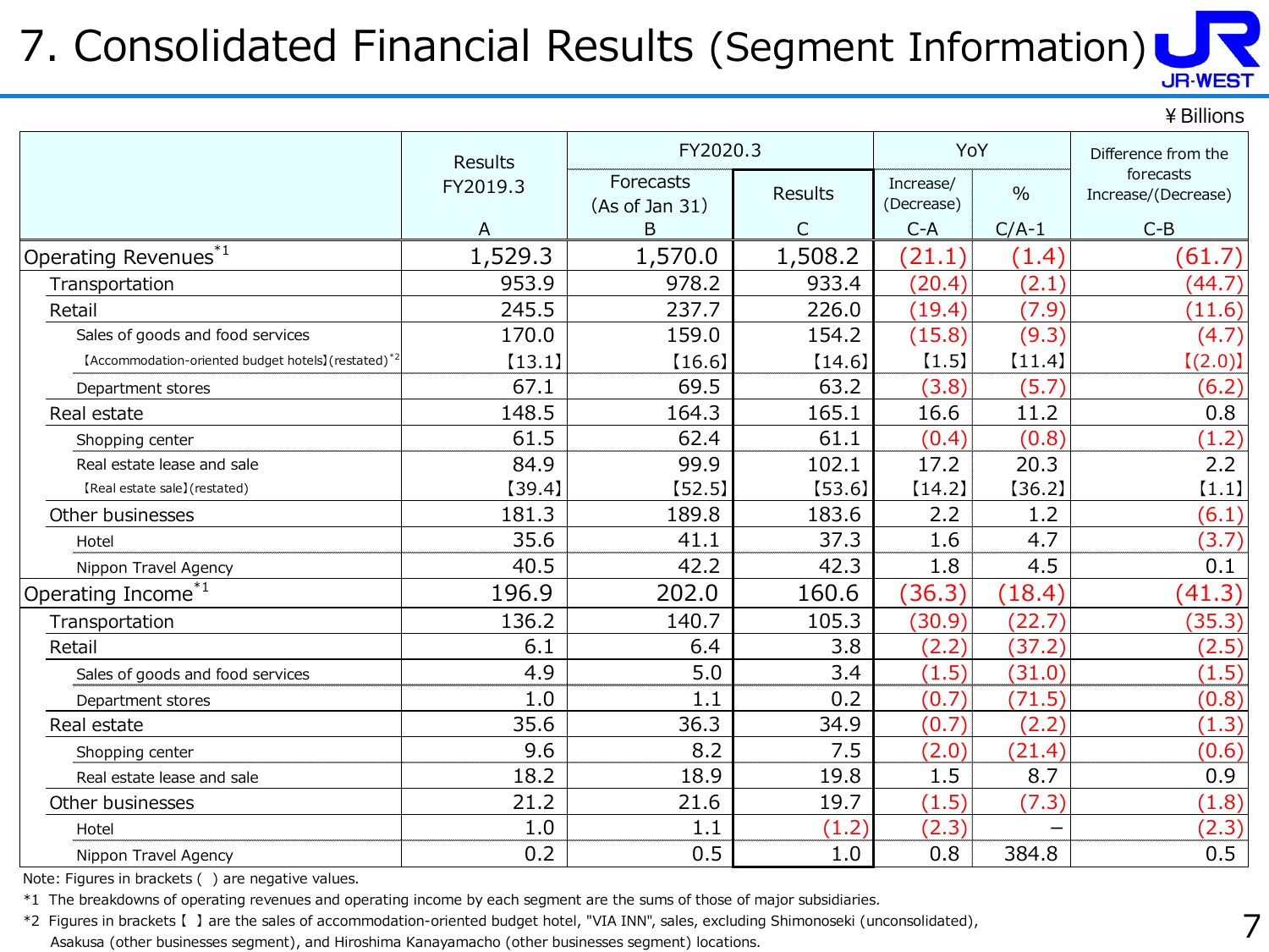# 7. Consolidated Financial Results (Segment Information)

¥Billions

| | Results FY2019.3 | FY2020.3 | | YoY | | Difference from the forecasts Increase/(Decrease) |
|---|---|---|---|---|---|---|
| | | Forecasts (As of Jan 31) | Results | Increase/ (Decrease) | % | |
| | A | B | C | C-A | C/A-1 | C-B |
| Operating Revenues*1 | 1,529.3 | 1,570.0 | 1,508.2 | (21.1) | (1.4) | (61.7) |
| Transportation | 953.9 | 978.2 | 933.4 | (20.4) | (2.1) | (44.7) |
| Retail | 245.5 | 237.7 | 226.0 | (19.4) | (7.9) | (11.6) |
| Sales of goods and food services | 170.0 | 159.0 | 154.2 | (15.8) | (9.3) | (4.7) |
| 【Accommodation-oriented budget hotels】(restated)*2 | 【13.1】 | 【16.6】 | 【14.6】 | 【1.5】 | 【11.4】 | 【(2.0)】 |
| Department stores | 67.1 | 69.5 | 63.2 | (3.8) | (5.7) | (6.2) |
| Real estate | 148.5 | 164.3 | 165.1 | 16.6 | 11.2 | 0.8 |
| Shopping center | 61.5 | 62.4 | 61.1 | (0.4) | (0.8) | (1.2) |
| Real estate lease and sale | 84.9 | 99.9 | 102.1 | 17.2 | 20.3 | 2.2 |
| 【Real estate sale】(restated) | 【39.4】 | 【52.5】 | 【53.6】 | 【14.2】 | 【36.2】 | 【1.1】 |
| Other businesses | 181.3 | 189.8 | 183.6 | 2.2 | 1.2 | (6.1) |
| Hotel | 35.6 | 41.1 | 37.3 | 1.6 | 4.7 | (3.7) |
| Nippon Travel Agency | 40.5 | 42.2 | 42.3 | 1.8 | 4.5 | 0.1 |
| Operating Income*1 | 196.9 | 202.0 | 160.6 | (36.3) | (18.4) | (41.3) |
| Transportation | 136.2 | 140.7 | 105.3 | (30.9) | (22.7) | (35.3) |
| Retail | 6.1 | 6.4 | 3.8 | (2.2) | (37.2) | (2.5) |
| Sales of goods and food services | 4.9 | 5.0 | 3.4 | (1.5) | (31.0) | (1.5) |
| Department stores | 1.0 | 1.1 | 0.2 | (0.7) | (71.5) | (0.8) |
| Real estate | 35.6 | 36.3 | 34.9 | (0.7) | (2.2) | (1.3) |
| Shopping center | 9.6 | 8.2 | 7.5 | (2.0) | (21.4) | (0.6) |
| Real estate lease and sale | 18.2 | 18.9 | 19.8 | 1.5 | 8.7 | 0.9 |
| Other businesses | 21.2 | 21.6 | 19.7 | (1.5) | (7.3) | (1.8) |
| Hotel | 1.0 | 1.1 | (1.2) | (2.3) | – | (2.3) |
| Nippon Travel Agency | 0.2 | 0.5 | 1.0 | 0.8 | 384.8 | 0.5 |

Note: Figures in brackets ( ) are negative values.

*1 The breakdowns of operating revenues and operating income by each segment are the sums of those of major subsidiaries.

*2 Figures in brackets【 】are the sales of accommodation-oriented budget hotel, "VIA INN", sales, excluding Shimonoseki (unconsolidated), Asakusa (other businesses segment), and Hiroshima Kanayamacho (other businesses segment) locations.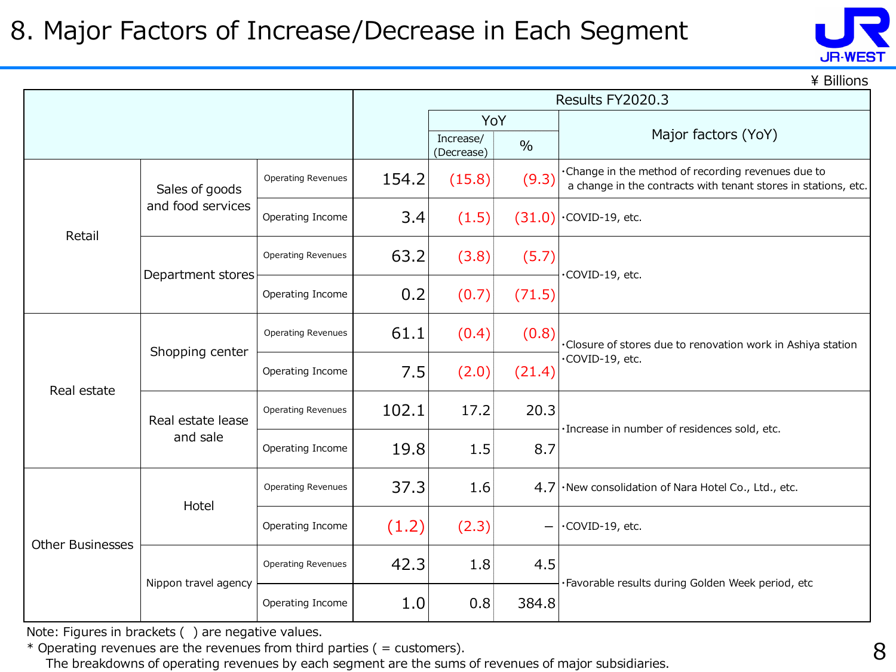# 8. Major Factors of Increase/Decrease in Each Segment

¥ Billions

| | | | Results FY2020.3 | | | |
|---|---|---|---|---|---|---|
| | | | | YoY | | Major factors (YoY) |
| | | | | Increase/ (Decrease) | % | |
| Retail | Sales of goods and food services | Operating Revenues | 154.2 | (15.8) | (9.3) | ・Change in the method of recording revenues due to a change in the contracts with tenant stores in stations, etc. |
| | | Operating Income | 3.4 | (1.5) | (31.0) | ・COVID-19, etc. |
| | Department stores | Operating Revenues | 63.2 | (3.8) | (5.7) | ・COVID-19, etc. |
| | | Operating Income | 0.2 | (0.7) | (71.5) | |
| Real estate | Shopping center | Operating Revenues | 61.1 | (0.4) | (0.8) | ・Closure of stores due to renovation work in Ashiya station<br>・COVID-19, etc. |
| | | Operating Income | 7.5 | (2.0) | (21.4) | |
| | Real estate lease and sale | Operating Revenues | 102.1 | 17.2 | 20.3 | ・Increase in number of residences sold, etc. |
| | | Operating Income | 19.8 | 1.5 | 8.7 | |
| Other Businesses | Hotel | Operating Revenues | 37.3 | 1.6 | 4.7 | ・New consolidation of Nara Hotel Co., Ltd., etc. |
| | | Operating Income | (1.2) | (2.3) | – | ・COVID-19, etc. |
| | Nippon travel agency | Operating Revenues | 42.3 | 1.8 | 4.5 | ・Favorable results during Golden Week period, etc |
| | | Operating Income | 1.0 | 0.8 | 384.8 | |

Note: Figures in brackets ( ) are negative values.

* Operating revenues are the revenues from third parties ( = customers).
  The breakdowns of operating revenues by each segment are the sums of revenues of major subsidiaries.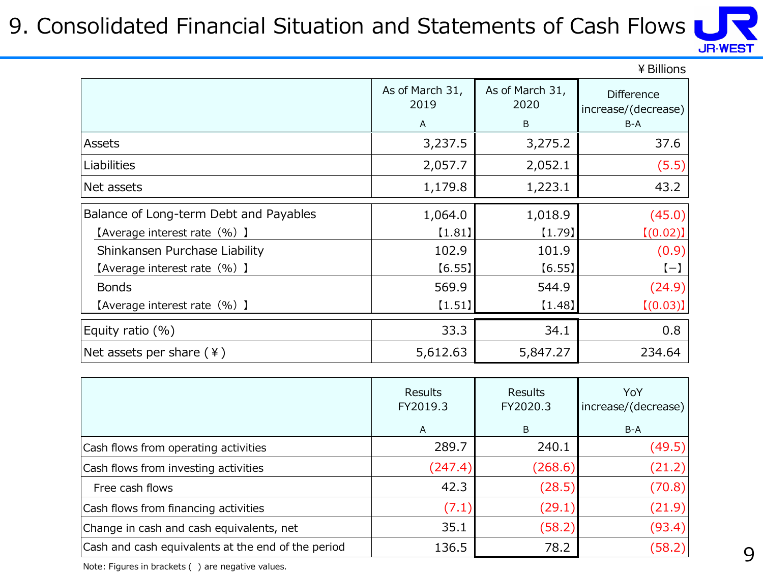# 9. Consolidated Financial Situation and Statements of Cash Flows

¥Billions

| | As of March 31, 2019 A | As of March 31, 2020 B | Difference increase/(decrease) B-A |
|---|---|---|---|
| Assets | 3,237.5 | 3,275.2 | 37.6 |
| Liabilities | 2,057.7 | 2,052.1 | (5.5) |
| Net assets | 1,179.8 | 1,223.1 | 43.2 |
| Balance of Long-term Debt and Payables | 1,064.0 | 1,018.9 | (45.0) |
| 【Average interest rate（%）】 | 【1.81】 | 【1.79】 | 【(0.02)】 |
| Shinkansen Purchase Liability | 102.9 | 101.9 | (0.9) |
| 【Average interest rate（%）】 | 【6.55】 | 【6.55】 | 【−】 |
| Bonds | 569.9 | 544.9 | (24.9) |
| 【Average interest rate（%）】 | 【1.51】 | 【1.48】 | 【(0.03)】 |
| Equity ratio (%) | 33.3 | 34.1 | 0.8 |
| Net assets per share (¥) | 5,612.63 | 5,847.27 | 234.64 |

| | Results FY2019.3 A | Results FY2020.3 B | YoY increase/(decrease) B-A |
|---|---|---|---|
| Cash flows from operating activities | 289.7 | 240.1 | (49.5) |
| Cash flows from investing activities | (247.4) | (268.6) | (21.2) |
| Free cash flows | 42.3 | (28.5) | (70.8) |
| Cash flows from financing activities | (7.1) | (29.1) | (21.9) |
| Change in cash and cash equivalents, net | 35.1 | (58.2) | (93.4) |
| Cash and cash equivalents at the end of the period | 136.5 | 78.2 | (58.2) |

Note: Figures in brackets ( ) are negative values.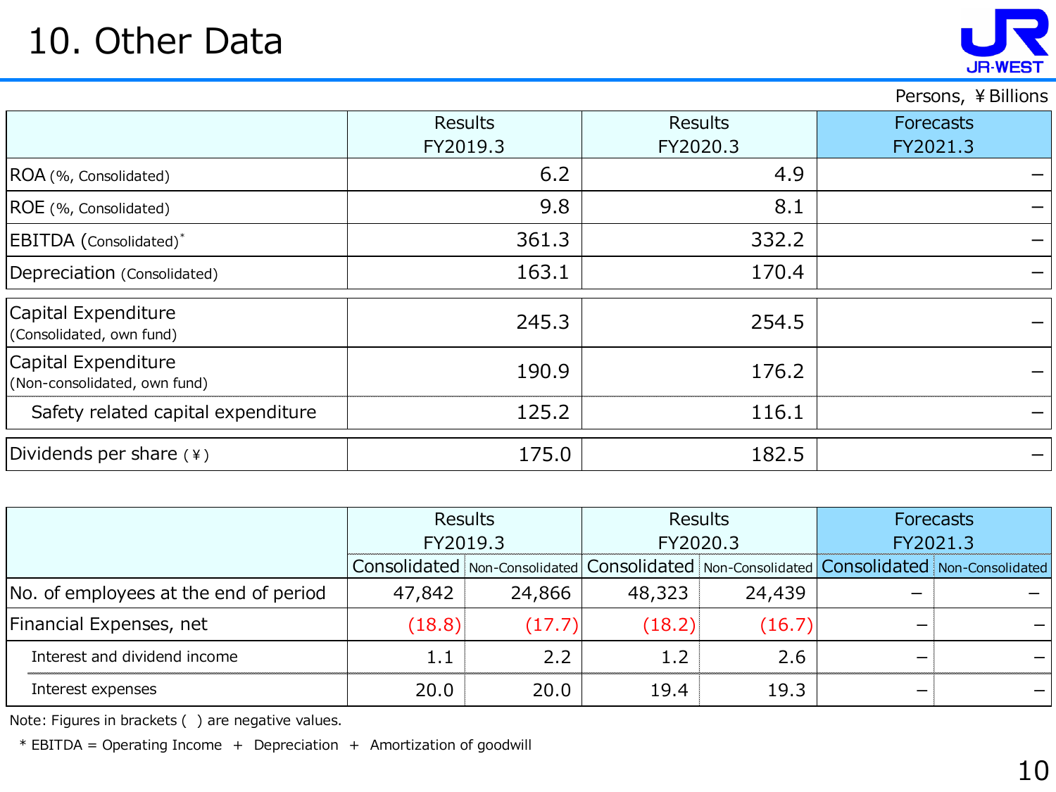# 10. Other Data

Persons, ¥Billions

| | Results FY2019.3 | Results FY2020.3 | Forecasts FY2021.3 |
|---|---|---|---|
| ROA (%, Consolidated) | 6.2 | 4.9 | – |
| ROE (%, Consolidated) | 9.8 | 8.1 | – |
| EBITDA (Consolidated)* | 361.3 | 332.2 | – |
| Depreciation (Consolidated) | 163.1 | 170.4 | – |
| Capital Expenditure (Consolidated, own fund) | 245.3 | 254.5 | – |
| Capital Expenditure (Non-consolidated, own fund) | 190.9 | 176.2 | – |
| Safety related capital expenditure | 125.2 | 116.1 | – |
| Dividends per share (¥) | 175.0 | 182.5 | – |

| | Results FY2019.3 | | Results FY2020.3 | | Forecasts FY2021.3 | |
|---|---|---|---|---|---|---|
| | Consolidated | Non-Consolidated | Consolidated | Non-Consolidated | Consolidated | Non-Consolidated |
| No. of employees at the end of period | 47,842 | 24,866 | 48,323 | 24,439 | – | – |
| Financial Expenses, net | (18.8) | (17.7) | (18.2) | (16.7) | – | – |
| Interest and dividend income | 1.1 | 2.2 | 1.2 | 2.6 | – | – |
| Interest expenses | 20.0 | 20.0 | 19.4 | 19.3 | – | – |

Note: Figures in brackets ( ) are negative values.

* EBITDA = Operating Income + Depreciation + Amortization of goodwill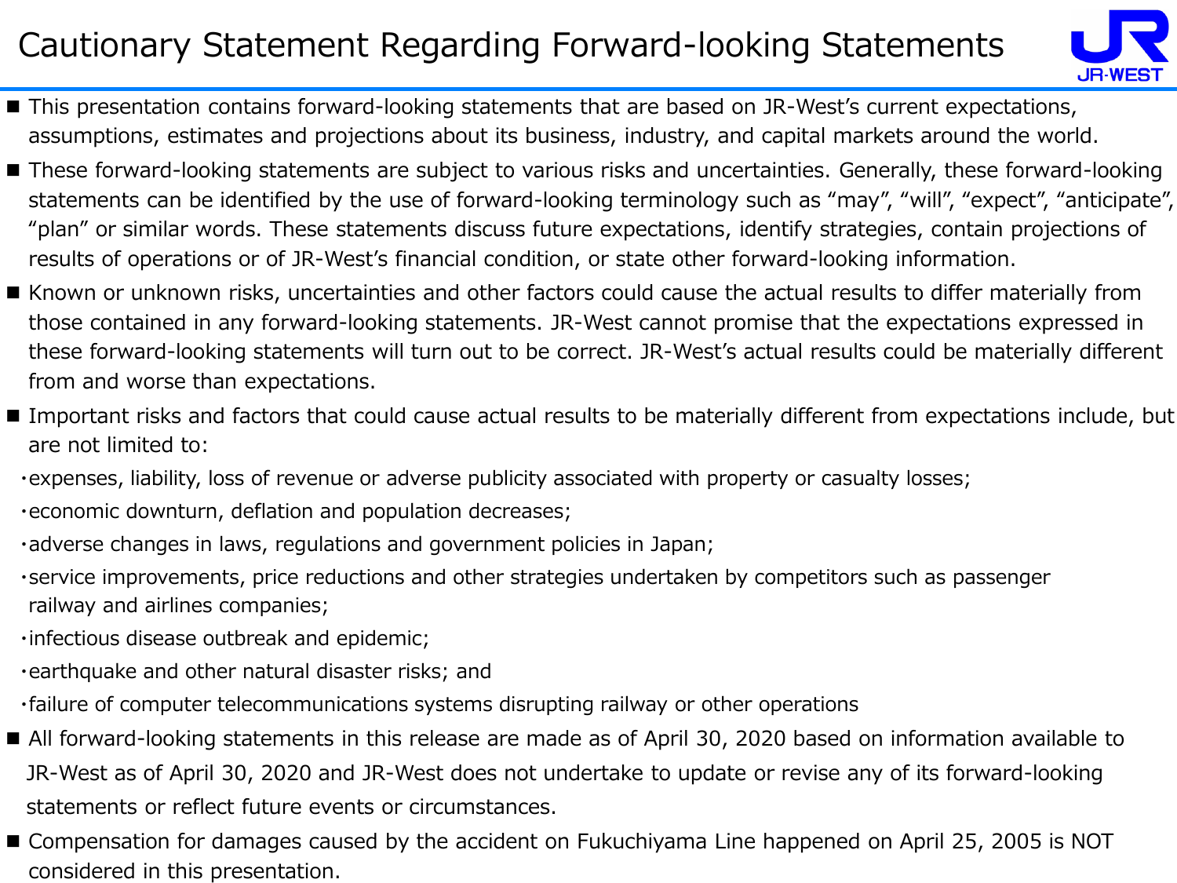# Cautionary Statement Regarding Forward-looking Statements

- This presentation contains forward-looking statements that are based on JR-West's current expectations, assumptions, estimates and projections about its business, industry, and capital markets around the world.
- These forward-looking statements are subject to various risks and uncertainties. Generally, these forward-looking statements can be identified by the use of forward-looking terminology such as "may", "will", "expect", "anticipate", "plan" or similar words. These statements discuss future expectations, identify strategies, contain projections of results of operations or of JR-West's financial condition, or state other forward-looking information.
- Known or unknown risks, uncertainties and other factors could cause the actual results to differ materially from those contained in any forward-looking statements. JR-West cannot promise that the expectations expressed in these forward-looking statements will turn out to be correct. JR-West's actual results could be materially different from and worse than expectations.
- Important risks and factors that could cause actual results to be materially different from expectations include, but are not limited to:
  - expenses, liability, loss of revenue or adverse publicity associated with property or casualty losses;
  - economic downturn, deflation and population decreases;
  - adverse changes in laws, regulations and government policies in Japan;
  - service improvements, price reductions and other strategies undertaken by competitors such as passenger railway and airlines companies;
  - infectious disease outbreak and epidemic;
  - earthquake and other natural disaster risks; and
  - failure of computer telecommunications systems disrupting railway or other operations
- All forward-looking statements in this release are made as of April 30, 2020 based on information available to JR-West as of April 30, 2020 and JR-West does not undertake to update or revise any of its forward-looking statements or reflect future events or circumstances.
- Compensation for damages caused by the accident on Fukuchiyama Line happened on April 25, 2005 is NOT considered in this presentation.